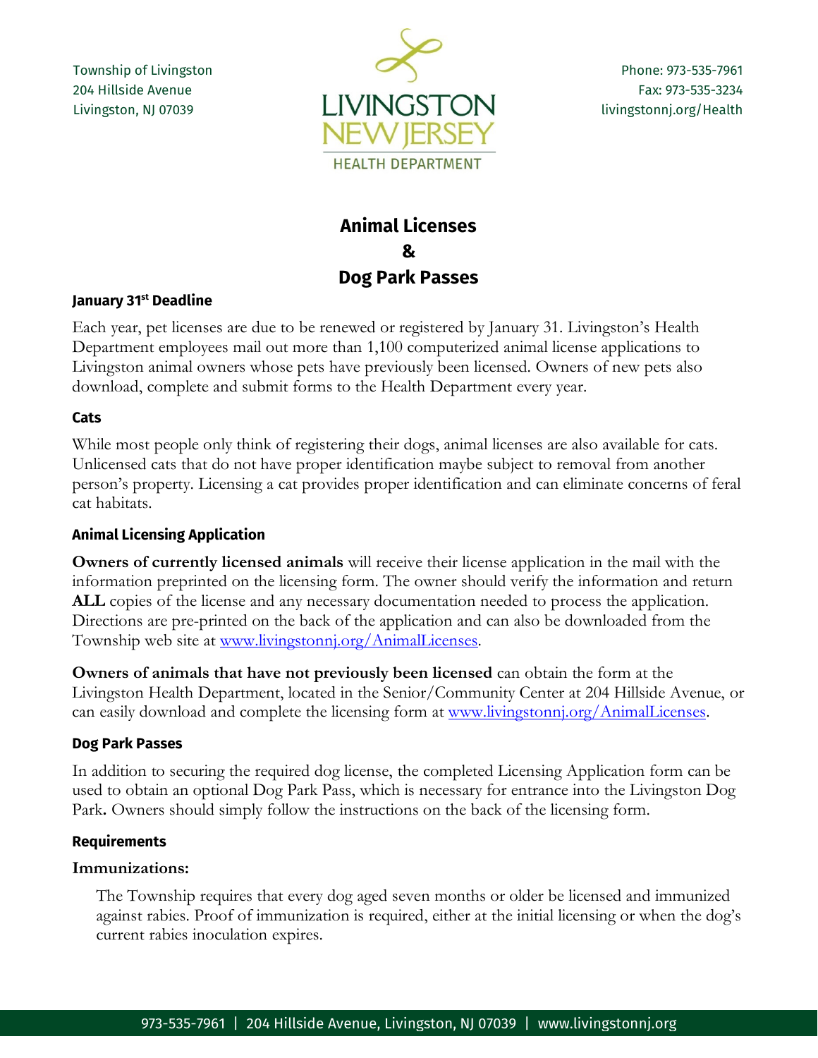Township of Livingston
204 Hillside Avenue
Livingston, NJ 07039

LIVINGSTON NEW JERSEY
HEALTH DEPARTMENT

Phone: 973-535-7961
Fax: 973-535-3234
livingstonnj.org/Health

# Animal Licenses & Dog Park Passes

### January 31st Deadline

Each year, pet licenses are due to be renewed or registered by January 31. Livingston's Health Department employees mail out more than 1,100 computerized animal license applications to Livingston animal owners whose pets have previously been licensed. Owners of new pets also download, complete and submit forms to the Health Department every year.

### Cats

While most people only think of registering their dogs, animal licenses are also available for cats. Unlicensed cats that do not have proper identification maybe subject to removal from another person's property. Licensing a cat provides proper identification and can eliminate concerns of feral cat habitats.

### Animal Licensing Application

**Owners of currently licensed animals** will receive their license application in the mail with the information preprinted on the licensing form. The owner should verify the information and return **ALL** copies of the license and any necessary documentation needed to process the application. Directions are pre-printed on the back of the application and can also be downloaded from the Township web site at www.livingstonnj.org/AnimalLicenses.

**Owners of animals that have not previously been licensed** can obtain the form at the Livingston Health Department, located in the Senior/Community Center at 204 Hillside Avenue, or can easily download and complete the licensing form at www.livingstonnj.org/AnimalLicenses.

### Dog Park Passes

In addition to securing the required dog license, the completed Licensing Application form can be used to obtain an optional Dog Park Pass, which is necessary for entrance into the Livingston Dog Park**.** Owners should simply follow the instructions on the back of the licensing form.

### Requirements

**Immunizations:**

The Township requires that every dog aged seven months or older be licensed and immunized against rabies. Proof of immunization is required, either at the initial licensing or when the dog's current rabies inoculation expires.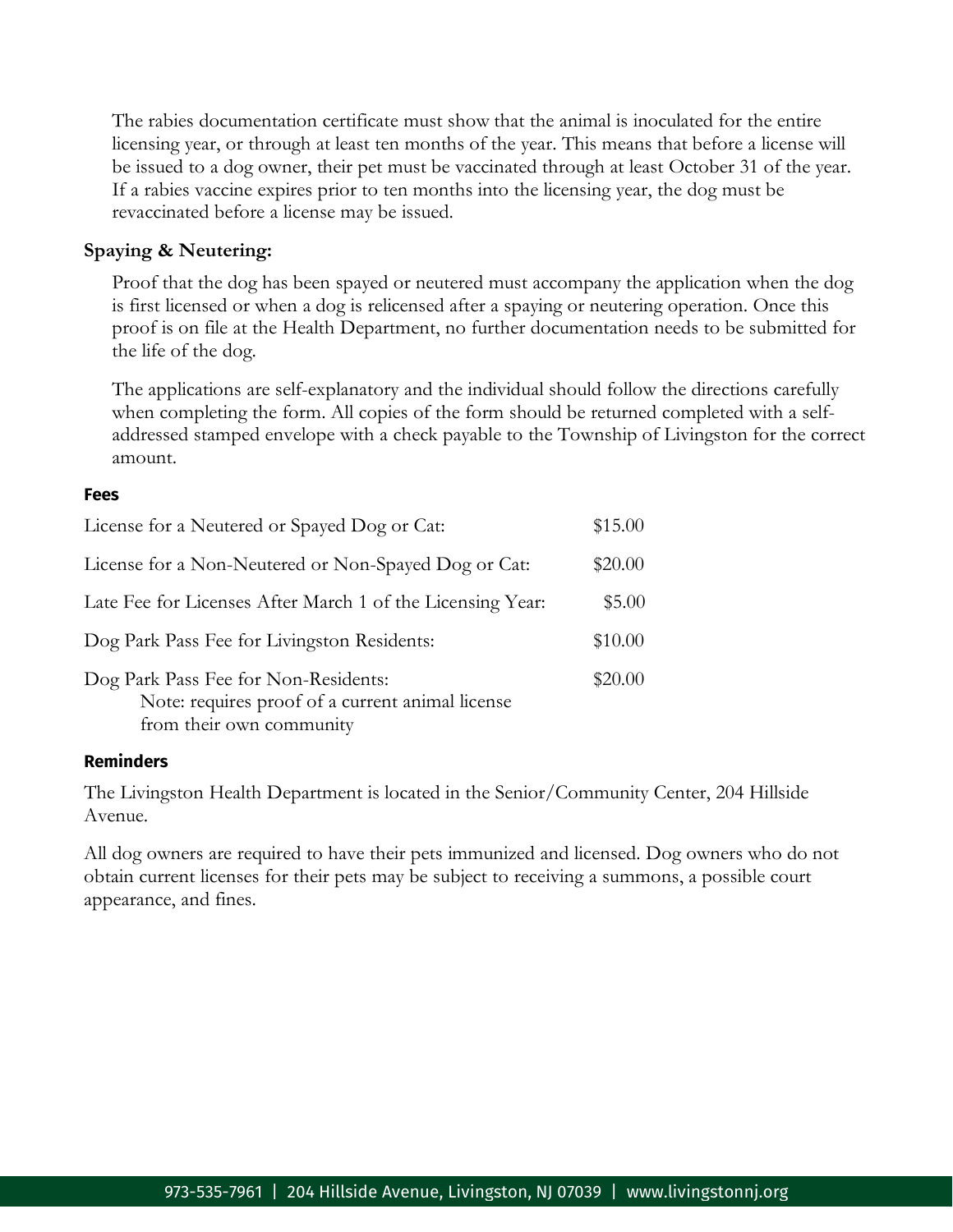The rabies documentation certificate must show that the animal is inoculated for the entire licensing year, or through at least ten months of the year. This means that before a license will be issued to a dog owner, their pet must be vaccinated through at least October 31 of the year. If a rabies vaccine expires prior to ten months into the licensing year, the dog must be revaccinated before a license may be issued.

**Spaying & Neutering:**

Proof that the dog has been spayed or neutered must accompany the application when the dog is first licensed or when a dog is relicensed after a spaying or neutering operation. Once this proof is on file at the Health Department, no further documentation needs to be submitted for the life of the dog.

The applications are self-explanatory and the individual should follow the directions carefully when completing the form. All copies of the form should be returned completed with a self-addressed stamped envelope with a check payable to the Township of Livingston for the correct amount.

### Fees

| | |
|---|---|
| License for a Neutered or Spayed Dog or Cat: | $15.00 |
| License for a Non-Neutered or Non-Spayed Dog or Cat: | $20.00 |
| Late Fee for Licenses After March 1 of the Licensing Year: | $5.00 |
| Dog Park Pass Fee for Livingston Residents: | $10.00 |
| Dog Park Pass Fee for Non-Residents: Note: requires proof of a current animal license from their own community | $20.00 |

### Reminders

The Livingston Health Department is located in the Senior/Community Center, 204 Hillside Avenue.

All dog owners are required to have their pets immunized and licensed. Dog owners who do not obtain current licenses for their pets may be subject to receiving a summons, a possible court appearance, and fines.

973-535-7961 | 204 Hillside Avenue, Livingston, NJ 07039 | www.livingstonnj.org